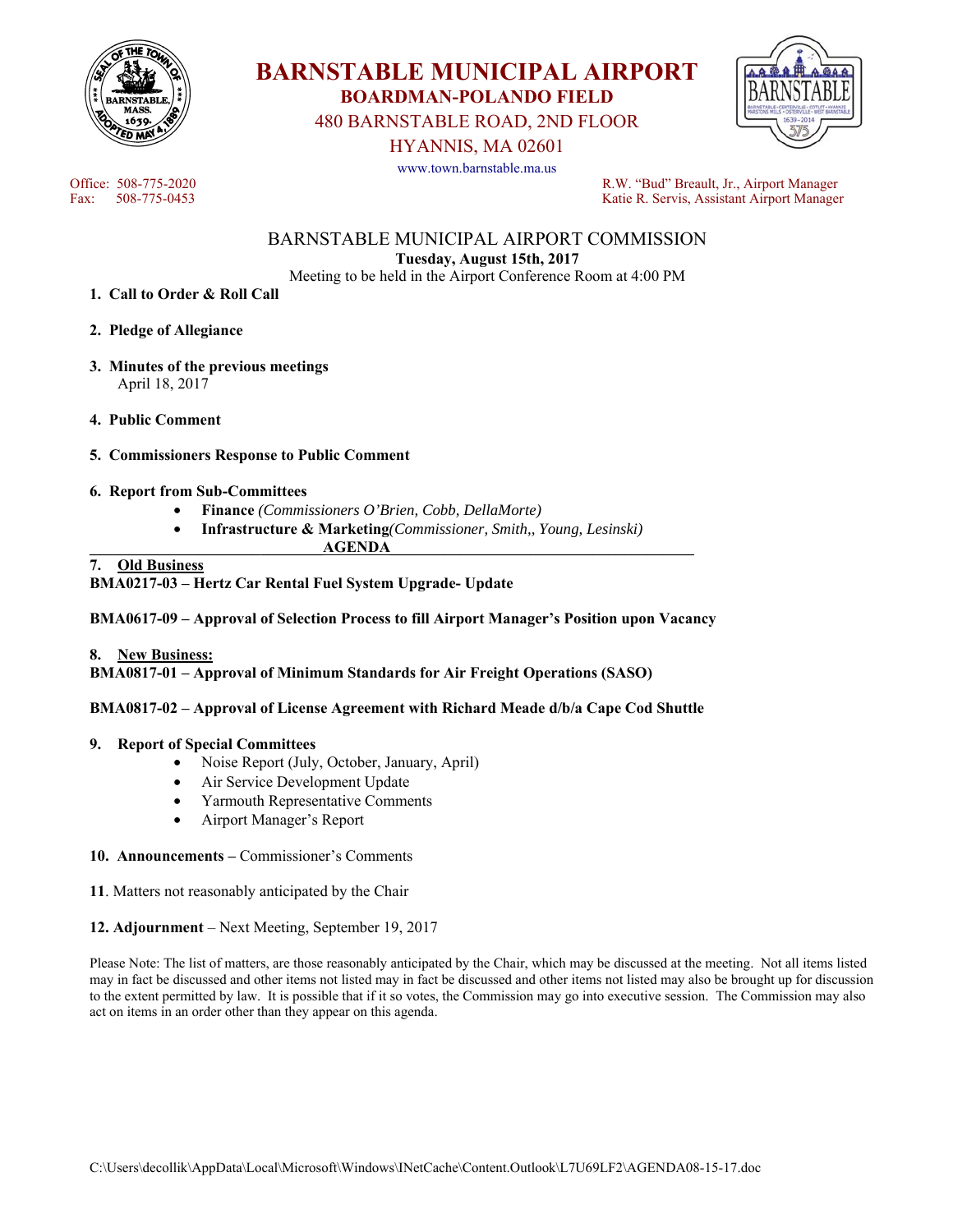# BARNSTABLE MUNICIPAL AIRPORT

## BOARDMAN-POLANDO FIELD

480 BARNSTABLE ROAD, 2ND FLOOR

HYANNIS, MA 02601

www.town.barnstable.ma.us

Office: 508-775-2020
Fax: 508-775-0453

R.W. "Bud" Breault, Jr., Airport Manager
Katie R. Servis, Assistant Airport Manager

## BARNSTABLE MUNICIPAL AIRPORT COMMISSION

**Tuesday, August 15th, 2017**

Meeting to be held in the Airport Conference Room at 4:00 PM

1. **Call to Order & Roll Call**

2. **Pledge of Allegiance**

3. **Minutes of the previous meetings**
   April 18, 2017

4. **Public Comment**

5. **Commissioners Response to Public Comment**

6. **Report from Sub-Committees**
   - **Finance** *(Commissioners O'Brien, Cobb, DellaMorte)*
   - **Infrastructure & Marketing***(Commissioner, Smith,, Young, Lesinski)*

**AGENDA**

**7. Old Business**

**BMA0217-03 – Hertz Car Rental Fuel System Upgrade- Update**

**BMA0617-09 – Approval of Selection Process to fill Airport Manager's Position upon Vacancy**

**8. New Business:**

**BMA0817-01 – Approval of Minimum Standards for Air Freight Operations (SASO)**

**BMA0817-02 – Approval of License Agreement with Richard Meade d/b/a Cape Cod Shuttle**

**9. Report of Special Committees**
   - Noise Report (July, October, January, April)
   - Air Service Development Update
   - Yarmouth Representative Comments
   - Airport Manager's Report

**10. Announcements –** Commissioner's Comments

**11**. Matters not reasonably anticipated by the Chair

**12. Adjournment** – Next Meeting, September 19, 2017

Please Note: The list of matters, are those reasonably anticipated by the Chair, which may be discussed at the meeting. Not all items listed may in fact be discussed and other items not listed may in fact be discussed and other items not listed may also be brought up for discussion to the extent permitted by law. It is possible that if it so votes, the Commission may go into executive session. The Commission may also act on items in an order other than they appear on this agenda.

C:\Users\decollik\AppData\Local\Microsoft\Windows\INetCache\Content.Outlook\L7U69LF2\AGENDA08-15-17.doc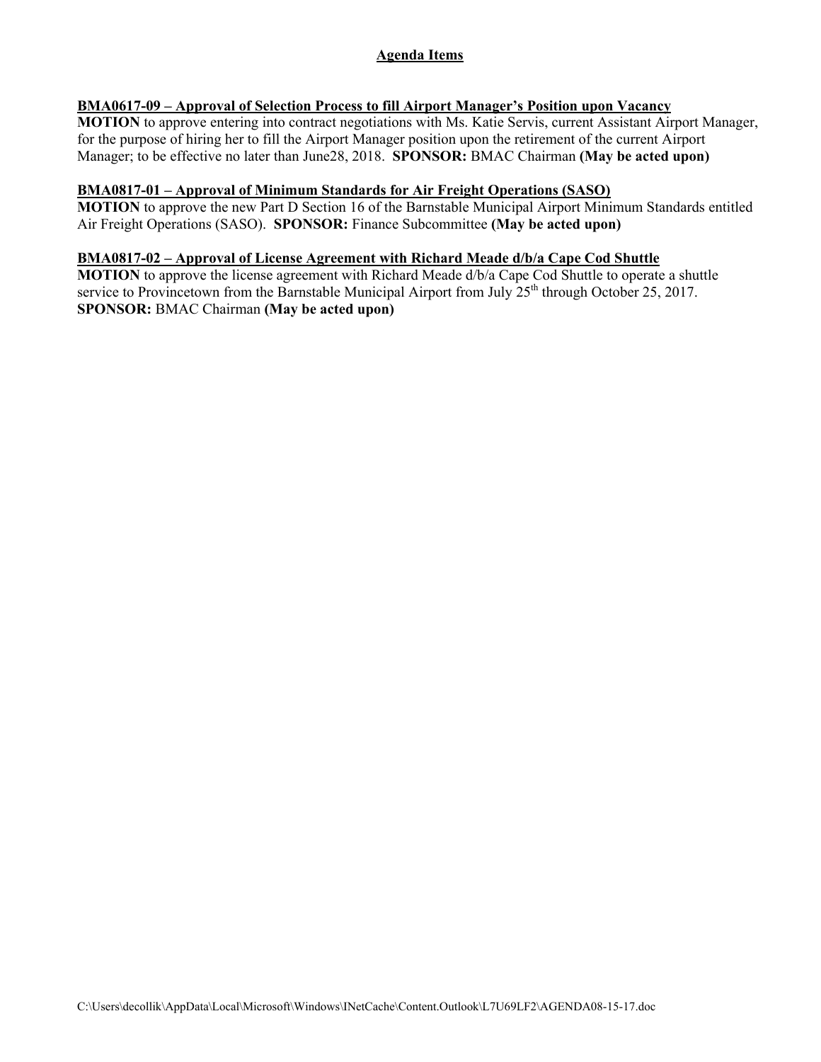## Agenda Items

**BMA0617-09 – Approval of Selection Process to fill Airport Manager's Position upon Vacancy**

**MOTION** to approve entering into contract negotiations with Ms. Katie Servis, current Assistant Airport Manager, for the purpose of hiring her to fill the Airport Manager position upon the retirement of the current Airport Manager; to be effective no later than June28, 2018. **SPONSOR:** BMAC Chairman **(May be acted upon)**

**BMA0817-01 – Approval of Minimum Standards for Air Freight Operations (SASO)**

**MOTION** to approve the new Part D Section 16 of the Barnstable Municipal Airport Minimum Standards entitled Air Freight Operations (SASO). **SPONSOR:** Finance Subcommittee **(May be acted upon)**

**BMA0817-02 – Approval of License Agreement with Richard Meade d/b/a Cape Cod Shuttle**

**MOTION** to approve the license agreement with Richard Meade d/b/a Cape Cod Shuttle to operate a shuttle service to Provincetown from the Barnstable Municipal Airport from July 25th through October 25, 2017. **SPONSOR:** BMAC Chairman **(May be acted upon)**